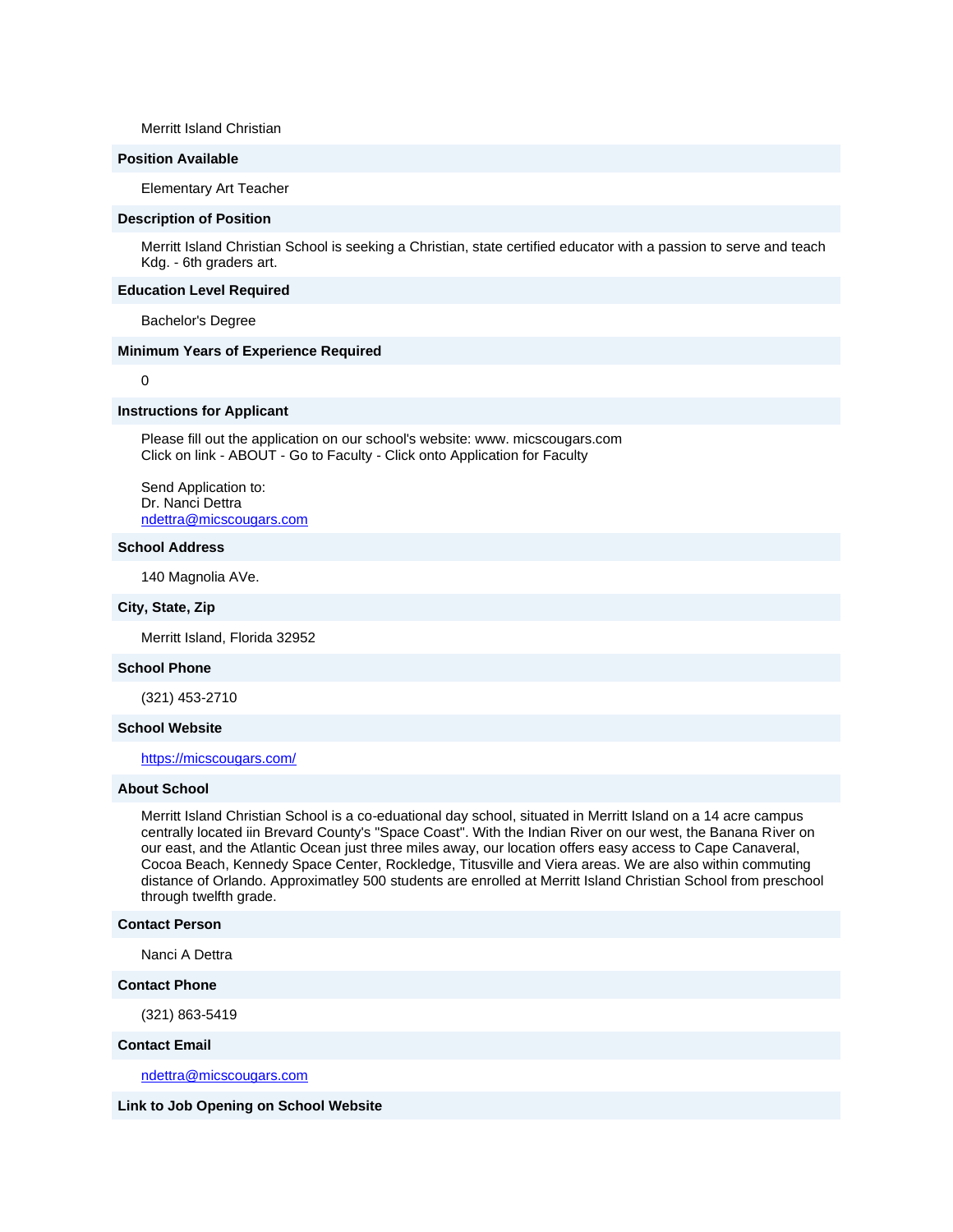Merritt Island Christian

**Position Available**

Elementary Art Teacher

**Description of Position**

Merritt Island Christian School is seeking a Christian, state certified educator with a passion to serve and teach Kdg. - 6th graders art.

**Education Level Required**

Bachelor's Degree

**Minimum Years of Experience Required**

0

**Instructions for Applicant**

Please fill out the application on our school's website: www. micscougars.com
Click on link - ABOUT - Go to Faculty - Click onto Application for Faculty

Send Application to:
Dr. Nanci Dettra
ndettra@micscougars.com

**School Address**

140 Magnolia AVe.

**City, State, Zip**

Merritt Island, Florida 32952

**School Phone**

(321) 453-2710

**School Website**

https://micscougars.com/

**About School**

Merritt Island Christian School is a co-eduational day school, situated in Merritt Island on a 14 acre campus centrally located iin Brevard County's "Space Coast". With the Indian River on our west, the Banana River on our east, and the Atlantic Ocean just three miles away, our location offers easy access to Cape Canaveral, Cocoa Beach, Kennedy Space Center, Rockledge, Titusville and Viera areas. We are also within commuting distance of Orlando. Approximatley 500 students are enrolled at Merritt Island Christian School from preschool through twelfth grade.

**Contact Person**

Nanci A Dettra

**Contact Phone**

(321) 863-5419

**Contact Email**

ndettra@micscougars.com

**Link to Job Opening on School Website**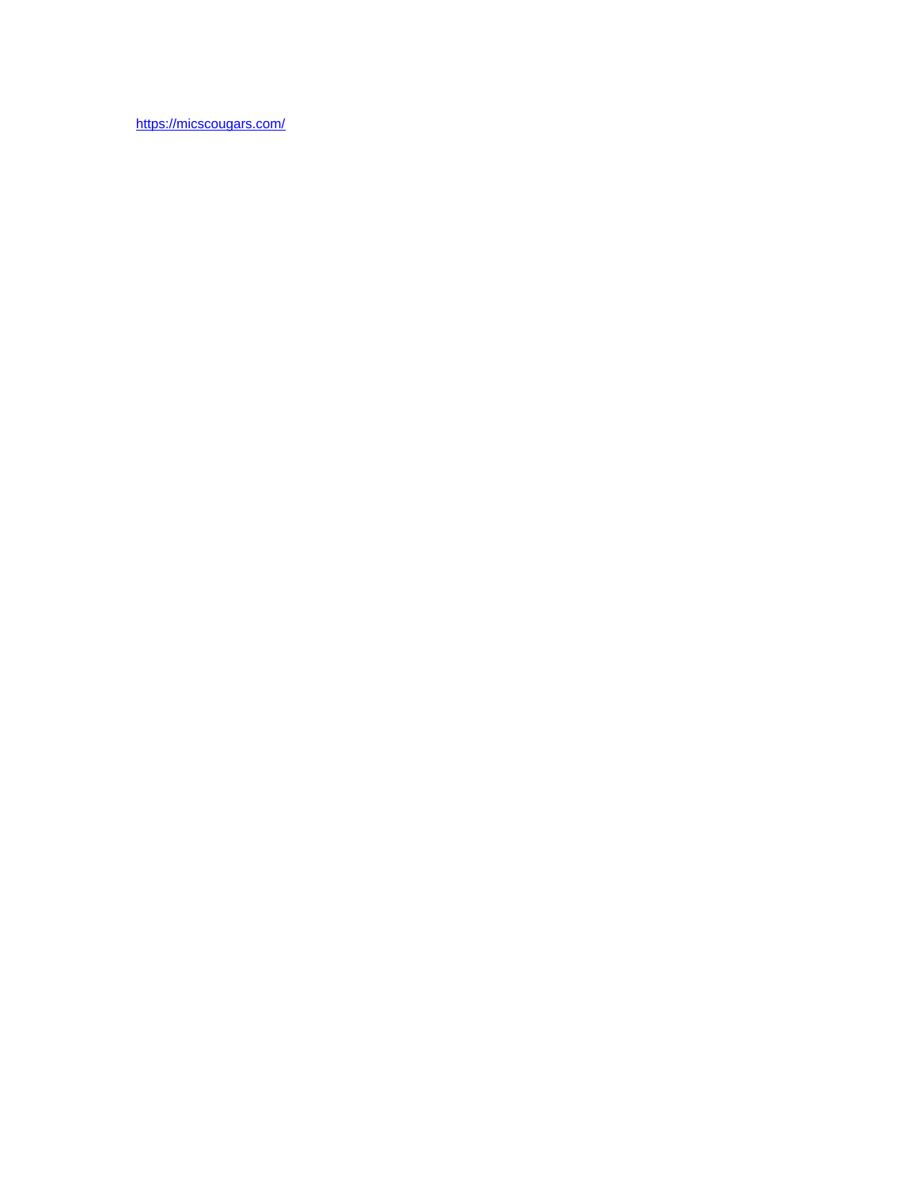https://micscougars.com/